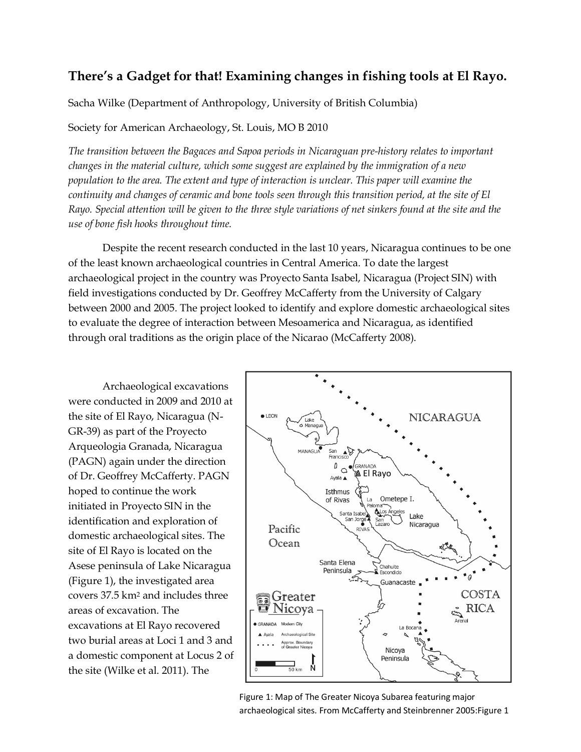# There's a Gadget for that! Examining changes in fishing tools at El Rayo.

Sacha Wilke (Department of Anthropology, University of British Columbia)

Society for American Archaeology, St. Louis, MO B 2010

*The transition between the Bagaces and Sapoa periods in Nicaraguan pre-history relates to important changes in the material culture, which some suggest are explained by the immigration of a new population to the area. The extent and type of interaction is unclear. This paper will examine the continuity and changes of ceramic and bone tools seen through this transition period, at the site of El Rayo. Special attention will be given to the three style variations of net sinkers found at the site and the use of bone fish hooks throughout time.*

Despite the recent research conducted in the last 10 years, Nicaragua continues to be one of the least known archaeological countries in Central America. To date the largest archaeological project in the country was Proyecto Santa Isabel, Nicaragua (Project SIN) with field investigations conducted by Dr. Geoffrey McCafferty from the University of Calgary between 2000 and 2005. The project looked to identify and explore domestic archaeological sites to evaluate the degree of interaction between Mesoamerica and Nicaragua, as identified through oral traditions as the origin place of the Nicarao (McCafferty 2008).

Archaeological excavations were conducted in 2009 and 2010 at the site of El Rayo, Nicaragua (N-GR-39) as part of the Proyecto Arqueologia Granada, Nicaragua (PAGN) again under the direction of Dr. Geoffrey McCafferty. PAGN hoped to continue the work initiated in Proyecto SIN in the identification and exploration of domestic archaeological sites. The site of El Rayo is located on the Asese peninsula of Lake Nicaragua (Figure 1), the investigated area covers 37.5 km$^2$ and includes three areas of excavation. The excavations at El Rayo recovered two burial areas at Loci 1 and 3 and a domestic component at Locus 2 of the site (Wilke et al. 2011). The

Figure 1: Map of The Greater Nicoya Subarea featuring major archaeological sites. From McCafferty and Steinbrenner 2005:Figure 1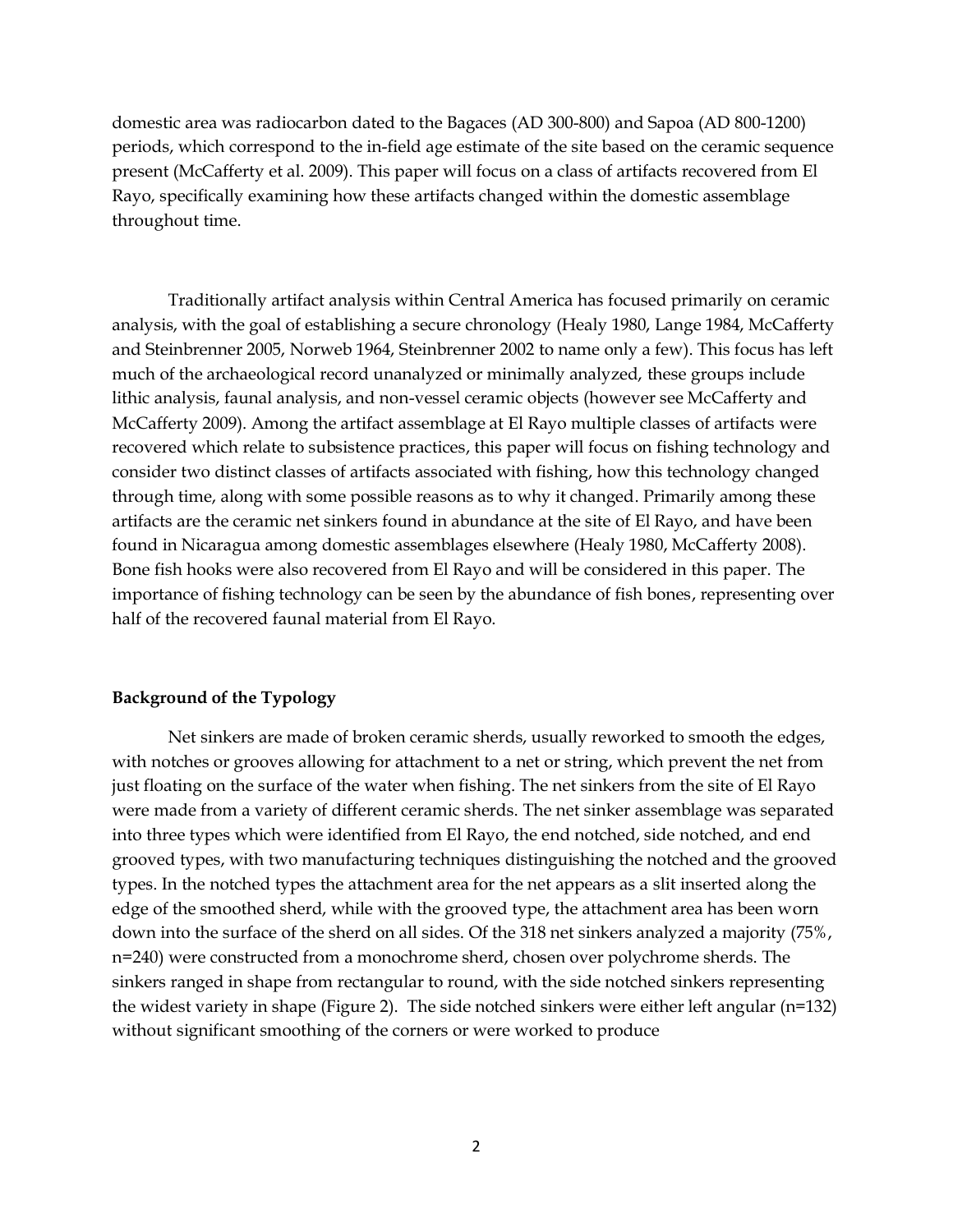domestic area was radiocarbon dated to the Bagaces (AD 300-800) and Sapoa (AD 800-1200) periods, which correspond to the in-field age estimate of the site based on the ceramic sequence present (McCafferty et al. 2009). This paper will focus on a class of artifacts recovered from El Rayo, specifically examining how these artifacts changed within the domestic assemblage throughout time.

Traditionally artifact analysis within Central America has focused primarily on ceramic analysis, with the goal of establishing a secure chronology (Healy 1980, Lange 1984, McCafferty and Steinbrenner 2005, Norweb 1964, Steinbrenner 2002 to name only a few). This focus has left much of the archaeological record unanalyzed or minimally analyzed, these groups include lithic analysis, faunal analysis, and non-vessel ceramic objects (however see McCafferty and McCafferty 2009). Among the artifact assemblage at El Rayo multiple classes of artifacts were recovered which relate to subsistence practices, this paper will focus on fishing technology and consider two distinct classes of artifacts associated with fishing, how this technology changed through time, along with some possible reasons as to why it changed. Primarily among these artifacts are the ceramic net sinkers found in abundance at the site of El Rayo, and have been found in Nicaragua among domestic assemblages elsewhere (Healy 1980, McCafferty 2008). Bone fish hooks were also recovered from El Rayo and will be considered in this paper. The importance of fishing technology can be seen by the abundance of fish bones, representing over half of the recovered faunal material from El Rayo.

**Background of the Typology**

Net sinkers are made of broken ceramic sherds, usually reworked to smooth the edges, with notches or grooves allowing for attachment to a net or string, which prevent the net from just floating on the surface of the water when fishing. The net sinkers from the site of El Rayo were made from a variety of different ceramic sherds. The net sinker assemblage was separated into three types which were identified from El Rayo, the end notched, side notched, and end grooved types, with two manufacturing techniques distinguishing the notched and the grooved types. In the notched types the attachment area for the net appears as a slit inserted along the edge of the smoothed sherd, while with the grooved type, the attachment area has been worn down into the surface of the sherd on all sides. Of the 318 net sinkers analyzed a majority (75%, n=240) were constructed from a monochrome sherd, chosen over polychrome sherds. The sinkers ranged in shape from rectangular to round, with the side notched sinkers representing the widest variety in shape (Figure 2). The side notched sinkers were either left angular (n=132) without significant smoothing of the corners or were worked to produce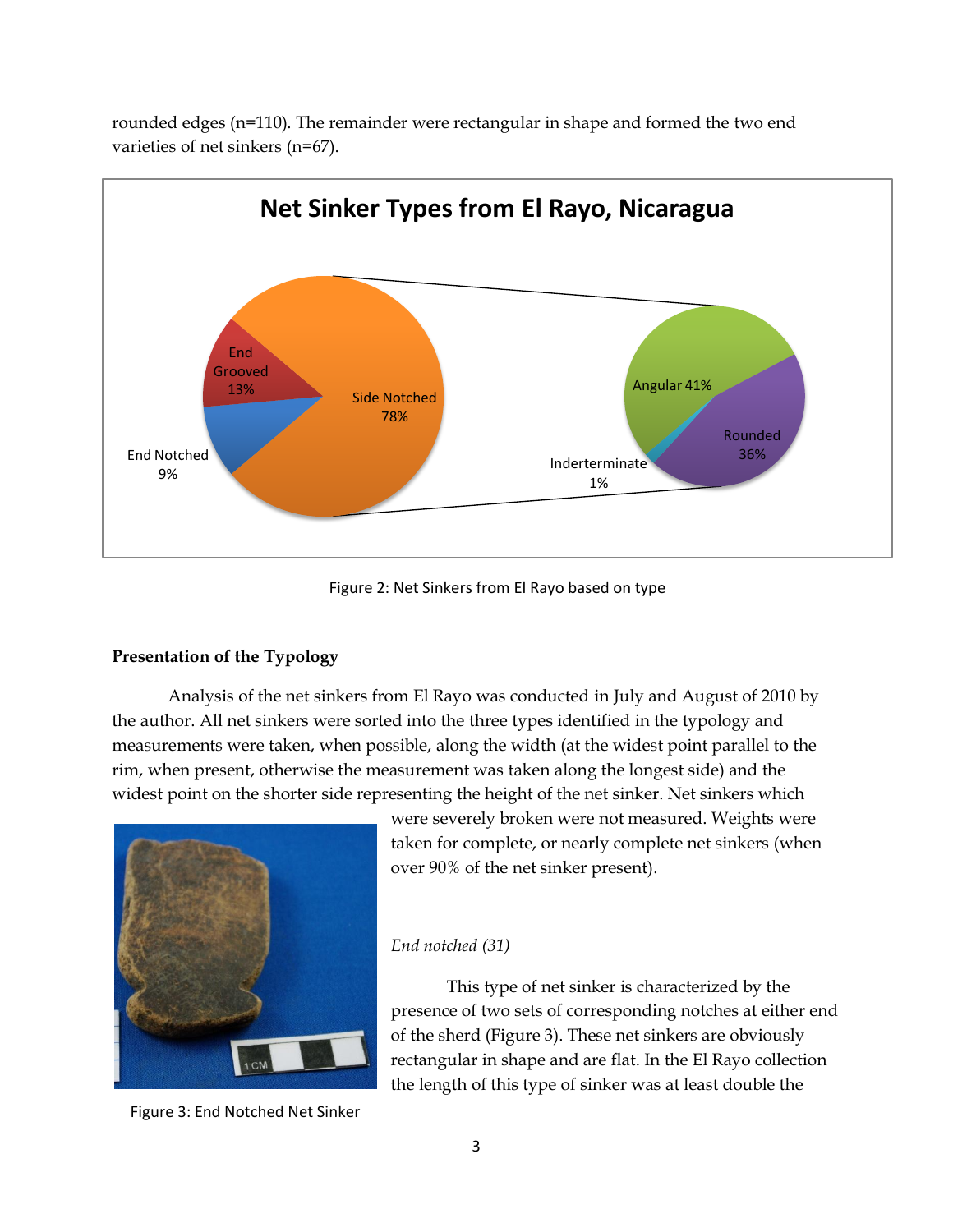rounded edges (n=110). The remainder were rectangular in shape and formed the two end varieties of net sinkers (n=67).

Figure 2: Net Sinkers from El Rayo based on type

**Presentation of the Typology**

Analysis of the net sinkers from El Rayo was conducted in July and August of 2010 by the author. All net sinkers were sorted into the three types identified in the typology and measurements were taken, when possible, along the width (at the widest point parallel to the rim, when present, otherwise the measurement was taken along the longest side) and the widest point on the shorter side representing the height of the net sinker. Net sinkers which were severely broken were not measured. Weights were taken for complete, or nearly complete net sinkers (when over 90% of the net sinker present).

Figure 3: End Notched Net Sinker

*End notched (31)*

This type of net sinker is characterized by the presence of two sets of corresponding notches at either end of the sherd (Figure 3). These net sinkers are obviously rectangular in shape and are flat. In the El Rayo collection the length of this type of sinker was at least double the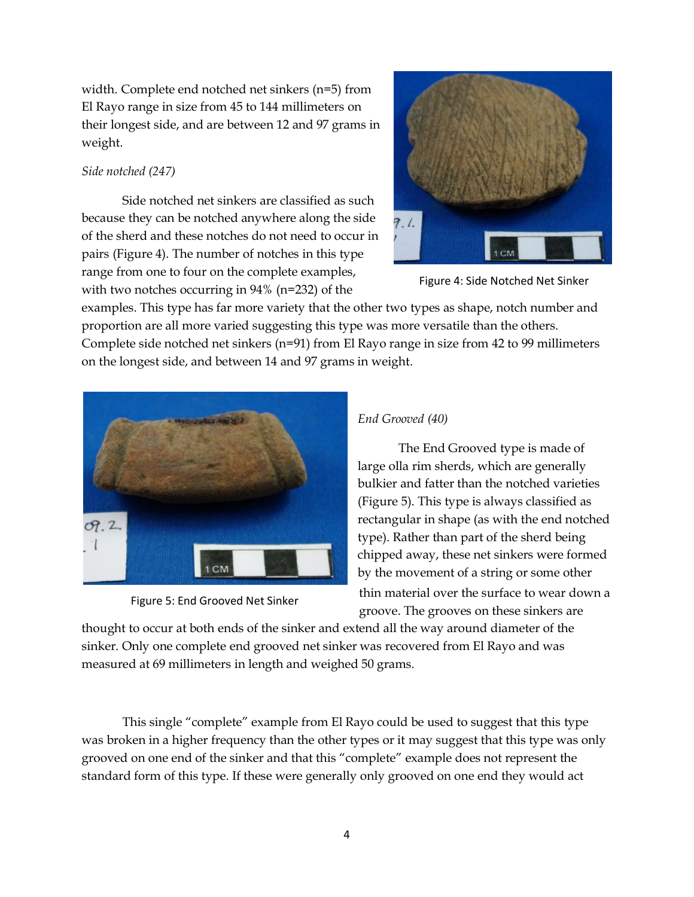width. Complete end notched net sinkers (n=5) from El Rayo range in size from 45 to 144 millimeters on their longest side, and are between 12 and 97 grams in weight.

*Side notched (247)*

Side notched net sinkers are classified as such because they can be notched anywhere along the side of the sherd and these notches do not need to occur in pairs (Figure 4). The number of notches in this type range from one to four on the complete examples, with two notches occurring in 94% (n=232) of the examples. This type has far more variety that the other two types as shape, notch number and proportion are all more varied suggesting this type was more versatile than the others. Complete side notched net sinkers (n=91) from El Rayo range in size from 42 to 99 millimeters on the longest side, and between 14 and 97 grams in weight.

Figure 4: Side Notched Net Sinker

*End Grooved (40)*

The End Grooved type is made of large olla rim sherds, which are generally bulkier and fatter than the notched varieties (Figure 5). This type is always classified as rectangular in shape (as with the end notched type). Rather than part of the sherd being chipped away, these net sinkers were formed by the movement of a string or some other thin material over the surface to wear down a groove. The grooves on these sinkers are thought to occur at both ends of the sinker and extend all the way around diameter of the sinker. Only one complete end grooved net sinker was recovered from El Rayo and was measured at 69 millimeters in length and weighed 50 grams.

Figure 5: End Grooved Net Sinker

This single "complete" example from El Rayo could be used to suggest that this type was broken in a higher frequency than the other types or it may suggest that this type was only grooved on one end of the sinker and that this "complete" example does not represent the standard form of this type. If these were generally only grooved on one end they would act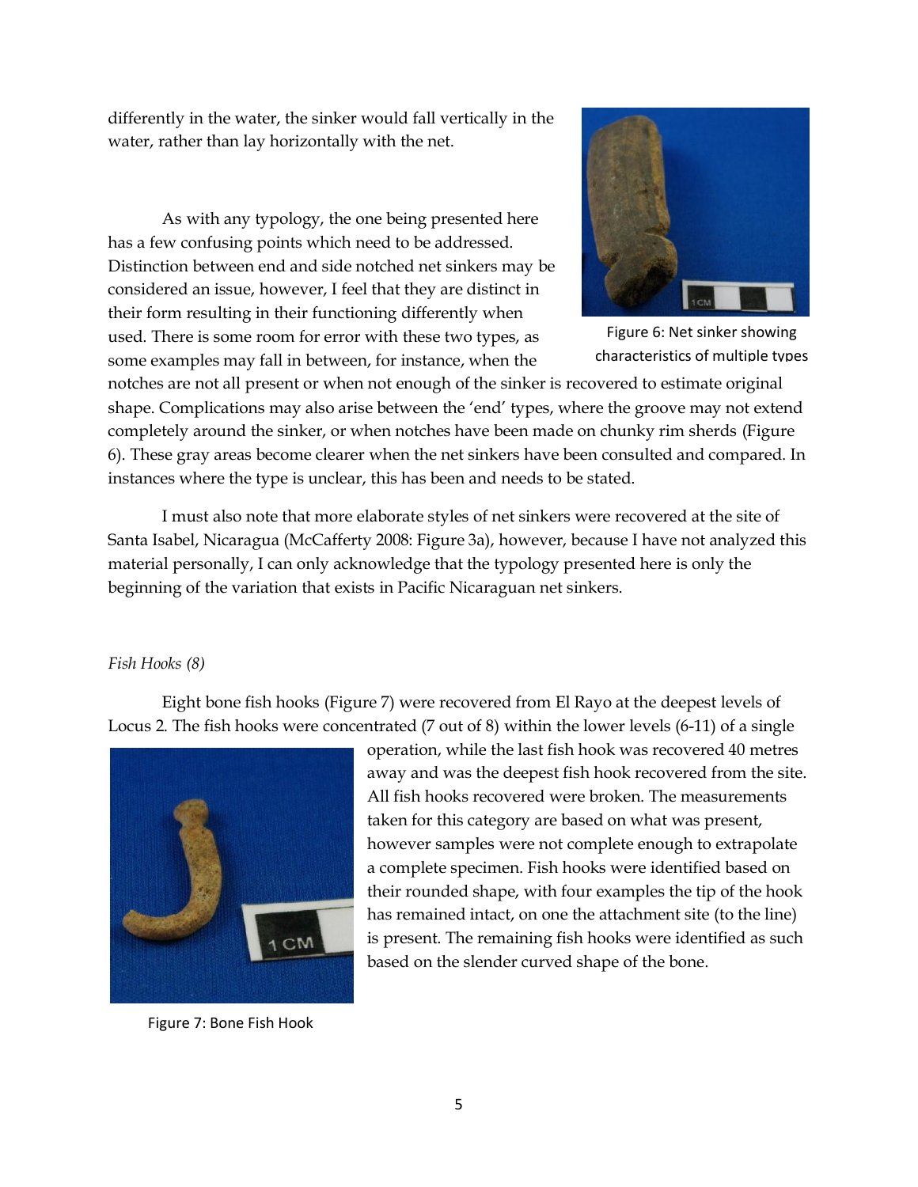differently in the water, the sinker would fall vertically in the water, rather than lay horizontally with the net.

As with any typology, the one being presented here has a few confusing points which need to be addressed. Distinction between end and side notched net sinkers may be considered an issue, however, I feel that they are distinct in their form resulting in their functioning differently when used. There is some room for error with these two types, as some examples may fall in between, for instance, when the notches are not all present or when not enough of the sinker is recovered to estimate original shape. Complications may also arise between the 'end' types, where the groove may not extend completely around the sinker, or when notches have been made on chunky rim sherds (Figure 6). These gray areas become clearer when the net sinkers have been consulted and compared. In instances where the type is unclear, this has been and needs to be stated.

Figure 6: Net sinker showing characteristics of multiple types

I must also note that more elaborate styles of net sinkers were recovered at the site of Santa Isabel, Nicaragua (McCafferty 2008: Figure 3a), however, because I have not analyzed this material personally, I can only acknowledge that the typology presented here is only the beginning of the variation that exists in Pacific Nicaraguan net sinkers.

*Fish Hooks (8)*

Eight bone fish hooks (Figure 7) were recovered from El Rayo at the deepest levels of Locus 2. The fish hooks were concentrated (7 out of 8) within the lower levels (6-11) of a single operation, while the last fish hook was recovered 40 metres away and was the deepest fish hook recovered from the site. All fish hooks recovered were broken. The measurements taken for this category are based on what was present, however samples were not complete enough to extrapolate a complete specimen. Fish hooks were identified based on their rounded shape, with four examples the tip of the hook has remained intact, on one the attachment site (to the line) is present. The remaining fish hooks were identified as such based on the slender curved shape of the bone.

Figure 7: Bone Fish Hook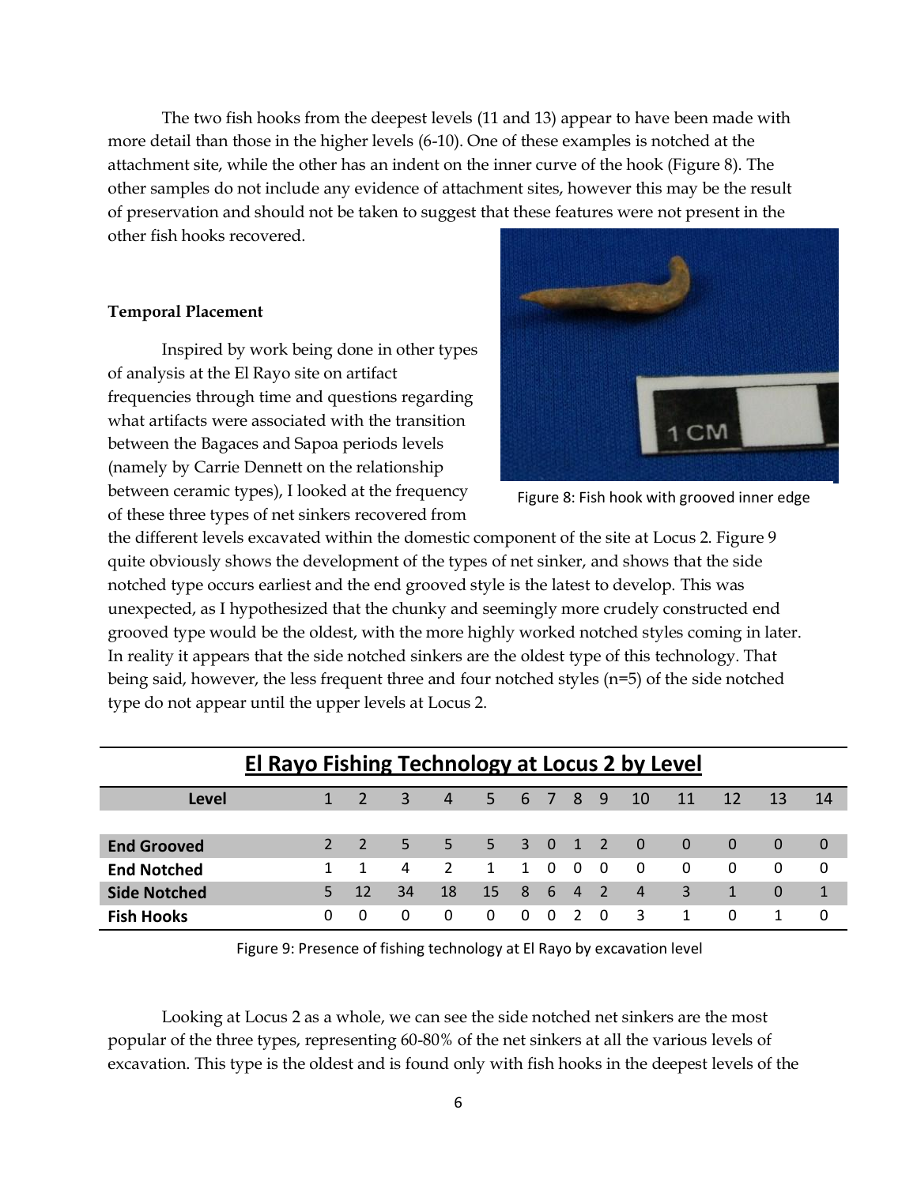The two fish hooks from the deepest levels (11 and 13) appear to have been made with more detail than those in the higher levels (6-10). One of these examples is notched at the attachment site, while the other has an indent on the inner curve of the hook (Figure 8). The other samples do not include any evidence of attachment sites, however this may be the result of preservation and should not be taken to suggest that these features were not present in the other fish hooks recovered.

Figure 8: Fish hook with grooved inner edge

**Temporal Placement**

Inspired by work being done in other types of analysis at the El Rayo site on artifact frequencies through time and questions regarding what artifacts were associated with the transition between the Bagaces and Sapoa periods levels (namely by Carrie Dennett on the relationship between ceramic types), I looked at the frequency of these three types of net sinkers recovered from the different levels excavated within the domestic component of the site at Locus 2. Figure 9 quite obviously shows the development of the types of net sinker, and shows that the side notched type occurs earliest and the end grooved style is the latest to develop. This was unexpected, as I hypothesized that the chunky and seemingly more crudely constructed end grooved type would be the oldest, with the more highly worked notched styles coming in later. In reality it appears that the side notched sinkers are the oldest type of this technology. That being said, however, the less frequent three and four notched styles (n=5) of the side notched type do not appear until the upper levels at Locus 2.

**El Rayo Fishing Technology at Locus 2 by Level**

| Level | 1 | 2 | 3 | 4 | 5 | 6 | 7 | 8 | 9 | 10 | 11 | 12 | 13 | 14 |
|---|---|---|---|---|---|---|---|---|---|---|---|---|---|---|
| **End Grooved** | 2 | 2 | 5 | 5 | 5 | 3 | 0 | 1 | 2 | 0 | 0 | 0 | 0 | 0 |
| **End Notched** | 1 | 1 | 4 | 2 | 1 | 1 | 0 | 0 | 0 | 0 | 0 | 0 | 0 | 0 |
| **Side Notched** | 5 | 12 | 34 | 18 | 15 | 8 | 6 | 4 | 2 | 4 | 3 | 1 | 0 | 1 |
| **Fish Hooks** | 0 | 0 | 0 | 0 | 0 | 0 | 0 | 2 | 0 | 3 | 1 | 0 | 1 | 0 |

Figure 9: Presence of fishing technology at El Rayo by excavation level

Looking at Locus 2 as a whole, we can see the side notched net sinkers are the most popular of the three types, representing 60-80% of the net sinkers at all the various levels of excavation. This type is the oldest and is found only with fish hooks in the deepest levels of the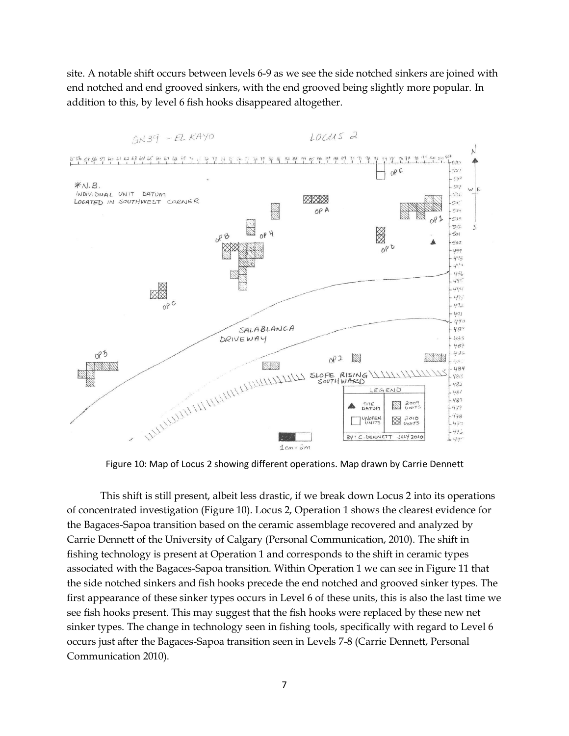site. A notable shift occurs between levels 6-9 as we see the side notched sinkers are joined with end notched and end grooved sinkers, with the end grooved being slightly more popular. In addition to this, by level 6 fish hooks disappeared altogether.

Figure 10: Map of Locus 2 showing different operations. Map drawn by Carrie Dennett

This shift is still present, albeit less drastic, if we break down Locus 2 into its operations of concentrated investigation (Figure 10). Locus 2, Operation 1 shows the clearest evidence for the Bagaces-Sapoa transition based on the ceramic assemblage recovered and analyzed by Carrie Dennett of the University of Calgary (Personal Communication, 2010). The shift in fishing technology is present at Operation 1 and corresponds to the shift in ceramic types associated with the Bagaces-Sapoa transition. Within Operation 1 we can see in Figure 11 that the side notched sinkers and fish hooks precede the end notched and grooved sinker types. The first appearance of these sinker types occurs in Level 6 of these units, this is also the last time we see fish hooks present. This may suggest that the fish hooks were replaced by these new net sinker types. The change in technology seen in fishing tools, specifically with regard to Level 6 occurs just after the Bagaces-Sapoa transition seen in Levels 7-8 (Carrie Dennett, Personal Communication 2010).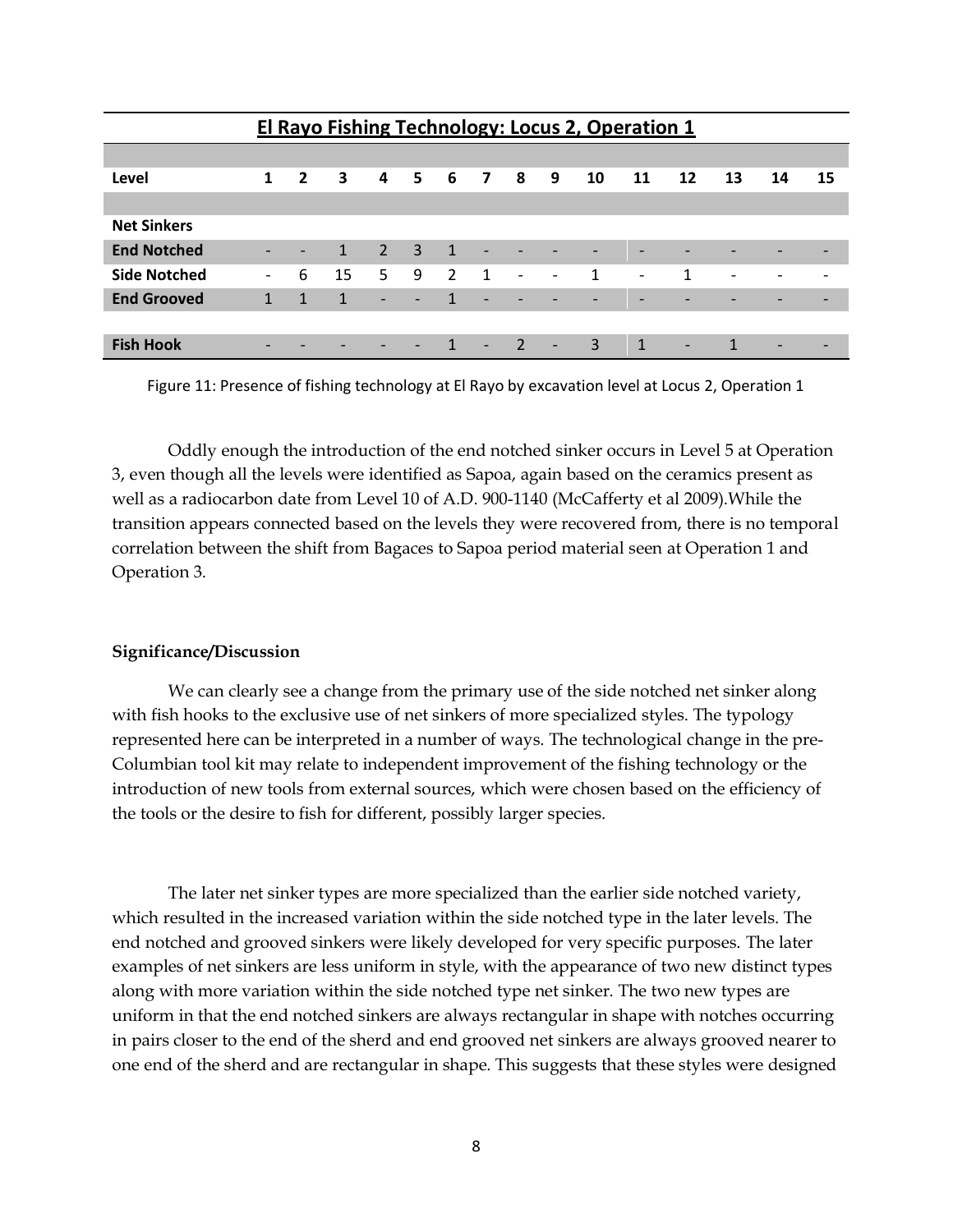| El Rayo Fishing Technology: Locus 2, Operation 1 | | | | | | | | | | | | | | | |
|---|---|---|---|---|---|---|---|---|---|---|---|---|---|---|---|
| **Level** | **1** | **2** | **3** | **4** | **5** | **6** | **7** | **8** | **9** | **10** | **11** | **12** | **13** | **14** | **15** |
| **Net Sinkers** | | | | | | | | | | | | | | | |
| **End Notched** | - | - | 1 | 2 | 3 | 1 | - | - | - | - | - | - | - | - | - |
| **Side Notched** | - | 6 | 15 | 5 | 9 | 2 | 1 | - | - | 1 | - | 1 | - | - | - |
| **End Grooved** | 1 | 1 | 1 | - | - | 1 | - | - | - | - | - | - | - | - | - |
| **Fish Hook** | - | - | - | - | - | 1 | - | 2 | - | 3 | 1 | - | 1 | - | - |

Figure 11: Presence of fishing technology at El Rayo by excavation level at Locus 2, Operation 1

Oddly enough the introduction of the end notched sinker occurs in Level 5 at Operation 3, even though all the levels were identified as Sapoa, again based on the ceramics present as well as a radiocarbon date from Level 10 of A.D. 900-1140 (McCafferty et al 2009).While the transition appears connected based on the levels they were recovered from, there is no temporal correlation between the shift from Bagaces to Sapoa period material seen at Operation 1 and Operation 3.

### Significance/Discussion

We can clearly see a change from the primary use of the side notched net sinker along with fish hooks to the exclusive use of net sinkers of more specialized styles. The typology represented here can be interpreted in a number of ways. The technological change in the pre-Columbian tool kit may relate to independent improvement of the fishing technology or the introduction of new tools from external sources, which were chosen based on the efficiency of the tools or the desire to fish for different, possibly larger species.

The later net sinker types are more specialized than the earlier side notched variety, which resulted in the increased variation within the side notched type in the later levels. The end notched and grooved sinkers were likely developed for very specific purposes. The later examples of net sinkers are less uniform in style, with the appearance of two new distinct types along with more variation within the side notched type net sinker. The two new types are uniform in that the end notched sinkers are always rectangular in shape with notches occurring in pairs closer to the end of the sherd and end grooved net sinkers are always grooved nearer to one end of the sherd and are rectangular in shape. This suggests that these styles were designed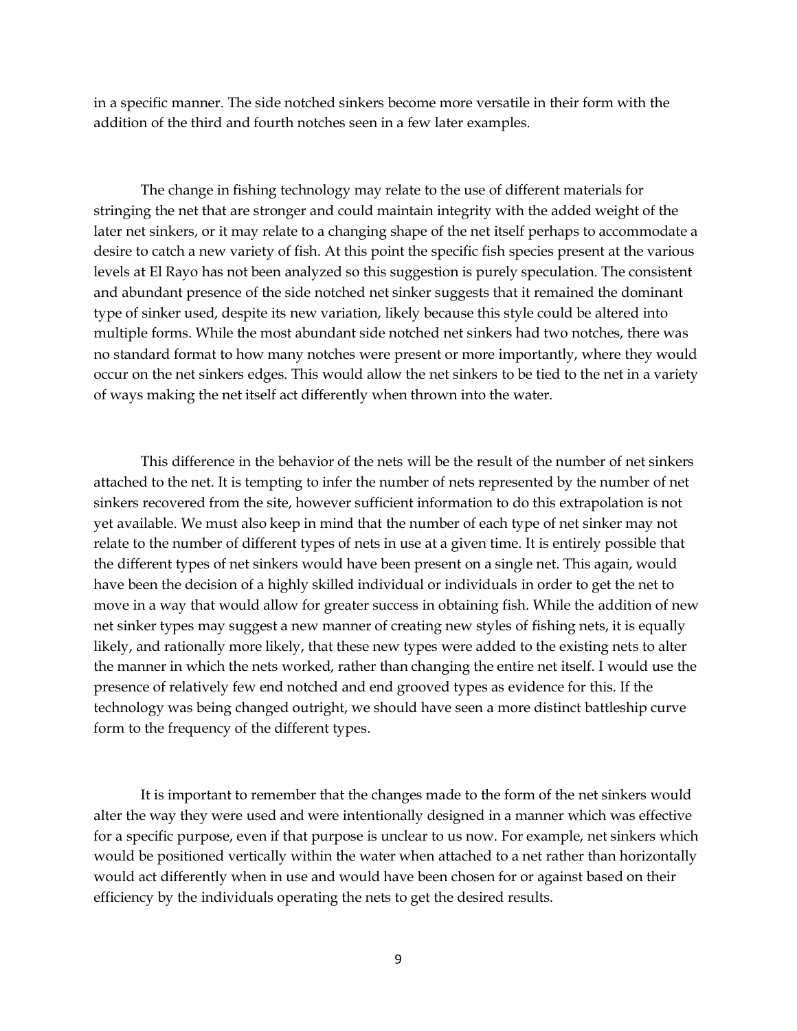in a specific manner. The side notched sinkers become more versatile in their form with the addition of the third and fourth notches seen in a few later examples.

The change in fishing technology may relate to the use of different materials for stringing the net that are stronger and could maintain integrity with the added weight of the later net sinkers, or it may relate to a changing shape of the net itself perhaps to accommodate a desire to catch a new variety of fish. At this point the specific fish species present at the various levels at El Rayo has not been analyzed so this suggestion is purely speculation. The consistent and abundant presence of the side notched net sinker suggests that it remained the dominant type of sinker used, despite its new variation, likely because this style could be altered into multiple forms. While the most abundant side notched net sinkers had two notches, there was no standard format to how many notches were present or more importantly, where they would occur on the net sinkers edges. This would allow the net sinkers to be tied to the net in a variety of ways making the net itself act differently when thrown into the water.

This difference in the behavior of the nets will be the result of the number of net sinkers attached to the net. It is tempting to infer the number of nets represented by the number of net sinkers recovered from the site, however sufficient information to do this extrapolation is not yet available. We must also keep in mind that the number of each type of net sinker may not relate to the number of different types of nets in use at a given time. It is entirely possible that the different types of net sinkers would have been present on a single net. This again, would have been the decision of a highly skilled individual or individuals in order to get the net to move in a way that would allow for greater success in obtaining fish. While the addition of new net sinker types may suggest a new manner of creating new styles of fishing nets, it is equally likely, and rationally more likely, that these new types were added to the existing nets to alter the manner in which the nets worked, rather than changing the entire net itself. I would use the presence of relatively few end notched and end grooved types as evidence for this. If the technology was being changed outright, we should have seen a more distinct battleship curve form to the frequency of the different types.

It is important to remember that the changes made to the form of the net sinkers would alter the way they were used and were intentionally designed in a manner which was effective for a specific purpose, even if that purpose is unclear to us now. For example, net sinkers which would be positioned vertically within the water when attached to a net rather than horizontally would act differently when in use and would have been chosen for or against based on their efficiency by the individuals operating the nets to get the desired results.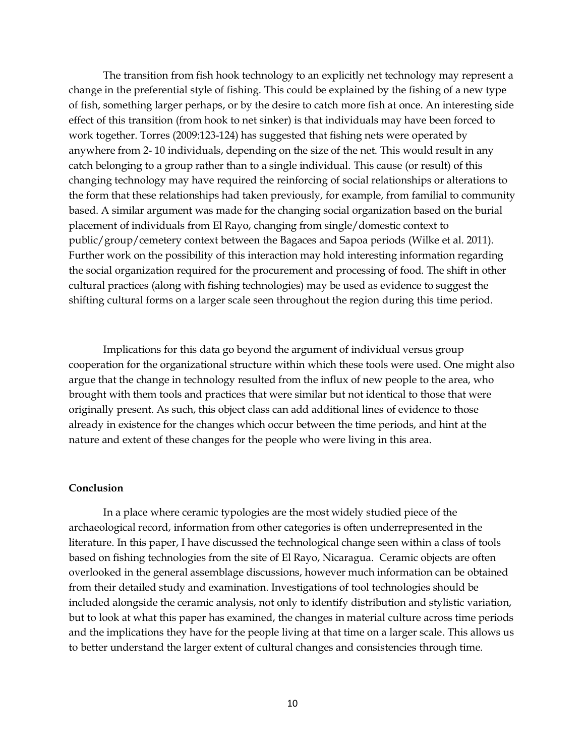The transition from fish hook technology to an explicitly net technology may represent a change in the preferential style of fishing. This could be explained by the fishing of a new type of fish, something larger perhaps, or by the desire to catch more fish at once. An interesting side effect of this transition (from hook to net sinker) is that individuals may have been forced to work together. Torres (2009:123-124) has suggested that fishing nets were operated by anywhere from 2- 10 individuals, depending on the size of the net. This would result in any catch belonging to a group rather than to a single individual. This cause (or result) of this changing technology may have required the reinforcing of social relationships or alterations to the form that these relationships had taken previously, for example, from familial to community based. A similar argument was made for the changing social organization based on the burial placement of individuals from El Rayo, changing from single/domestic context to public/group/cemetery context between the Bagaces and Sapoa periods (Wilke et al. 2011). Further work on the possibility of this interaction may hold interesting information regarding the social organization required for the procurement and processing of food. The shift in other cultural practices (along with fishing technologies) may be used as evidence to suggest the shifting cultural forms on a larger scale seen throughout the region during this time period.

Implications for this data go beyond the argument of individual versus group cooperation for the organizational structure within which these tools were used. One might also argue that the change in technology resulted from the influx of new people to the area, who brought with them tools and practices that were similar but not identical to those that were originally present. As such, this object class can add additional lines of evidence to those already in existence for the changes which occur between the time periods, and hint at the nature and extent of these changes for the people who were living in this area.

**Conclusion**

In a place where ceramic typologies are the most widely studied piece of the archaeological record, information from other categories is often underrepresented in the literature. In this paper, I have discussed the technological change seen within a class of tools based on fishing technologies from the site of El Rayo, Nicaragua. Ceramic objects are often overlooked in the general assemblage discussions, however much information can be obtained from their detailed study and examination. Investigations of tool technologies should be included alongside the ceramic analysis, not only to identify distribution and stylistic variation, but to look at what this paper has examined, the changes in material culture across time periods and the implications they have for the people living at that time on a larger scale. This allows us to better understand the larger extent of cultural changes and consistencies through time.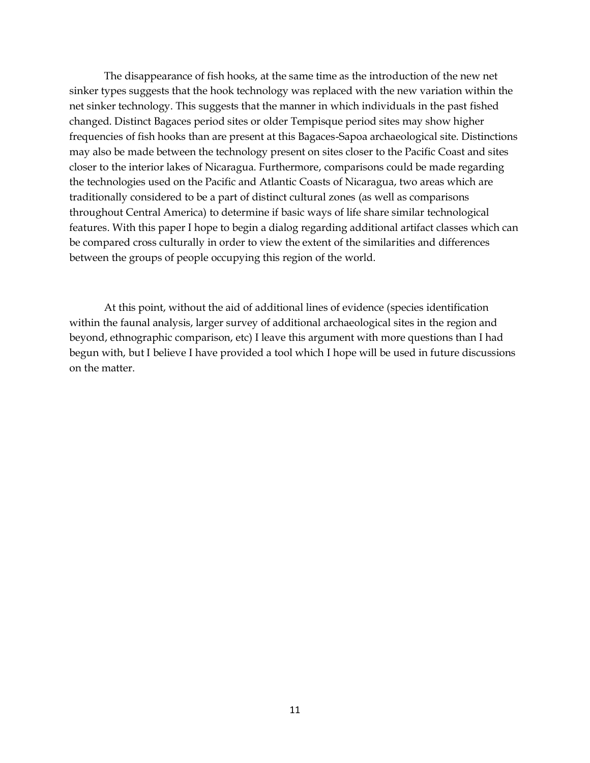The disappearance of fish hooks, at the same time as the introduction of the new net sinker types suggests that the hook technology was replaced with the new variation within the net sinker technology. This suggests that the manner in which individuals in the past fished changed. Distinct Bagaces period sites or older Tempisque period sites may show higher frequencies of fish hooks than are present at this Bagaces-Sapoa archaeological site. Distinctions may also be made between the technology present on sites closer to the Pacific Coast and sites closer to the interior lakes of Nicaragua. Furthermore, comparisons could be made regarding the technologies used on the Pacific and Atlantic Coasts of Nicaragua, two areas which are traditionally considered to be a part of distinct cultural zones (as well as comparisons throughout Central America) to determine if basic ways of life share similar technological features. With this paper I hope to begin a dialog regarding additional artifact classes which can be compared cross culturally in order to view the extent of the similarities and differences between the groups of people occupying this region of the world.

At this point, without the aid of additional lines of evidence (species identification within the faunal analysis, larger survey of additional archaeological sites in the region and beyond, ethnographic comparison, etc) I leave this argument with more questions than I had begun with, but I believe I have provided a tool which I hope will be used in future discussions on the matter.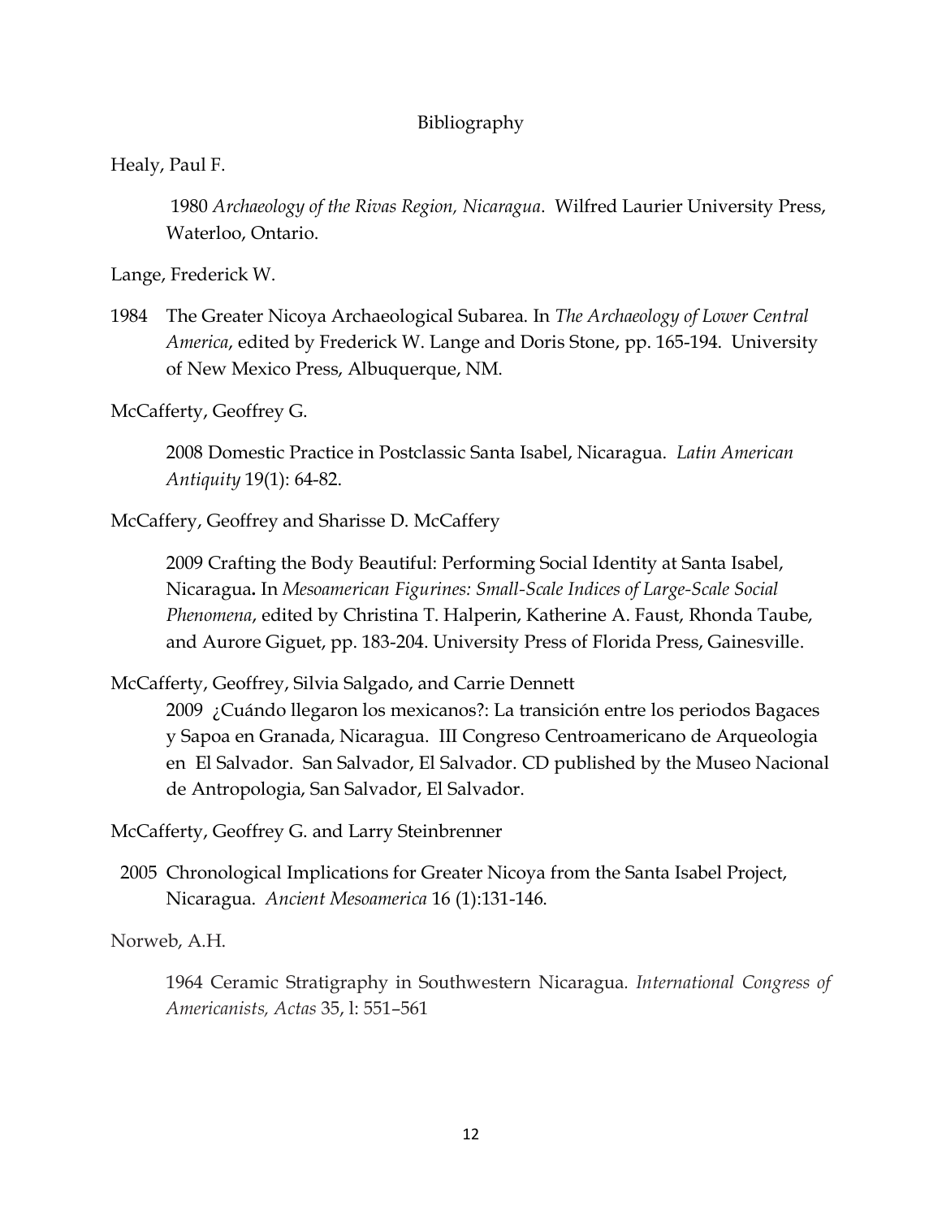# Bibliography

Healy, Paul F.

1980 *Archaeology of the Rivas Region, Nicaragua*. Wilfred Laurier University Press, Waterloo, Ontario.

Lange, Frederick W.

1984 The Greater Nicoya Archaeological Subarea. In *The Archaeology of Lower Central America*, edited by Frederick W. Lange and Doris Stone, pp. 165-194. University of New Mexico Press, Albuquerque, NM.

McCafferty, Geoffrey G.

2008 Domestic Practice in Postclassic Santa Isabel, Nicaragua. *Latin American Antiquity* 19(1): 64-82.

McCaffery, Geoffrey and Sharisse D. McCaffery

2009 Crafting the Body Beautiful: Performing Social Identity at Santa Isabel, Nicaragua**.** In *Mesoamerican Figurines: Small-Scale Indices of Large-Scale Social Phenomena*, edited by Christina T. Halperin, Katherine A. Faust, Rhonda Taube, and Aurore Giguet, pp. 183-204. University Press of Florida Press, Gainesville.

McCafferty, Geoffrey, Silvia Salgado, and Carrie Dennett

2009 ¿Cuándo llegaron los mexicanos?: La transición entre los periodos Bagaces y Sapoa en Granada, Nicaragua. III Congreso Centroamericano de Arqueologia en El Salvador. San Salvador, El Salvador. CD published by the Museo Nacional de Antropologia, San Salvador, El Salvador.

McCafferty, Geoffrey G. and Larry Steinbrenner

2005 Chronological Implications for Greater Nicoya from the Santa Isabel Project, Nicaragua. *Ancient Mesoamerica* 16 (1):131-146.

Norweb, A.H.

1964 Ceramic Stratigraphy in Southwestern Nicaragua. *International Congress of Americanists, Actas* 35, l: 551–561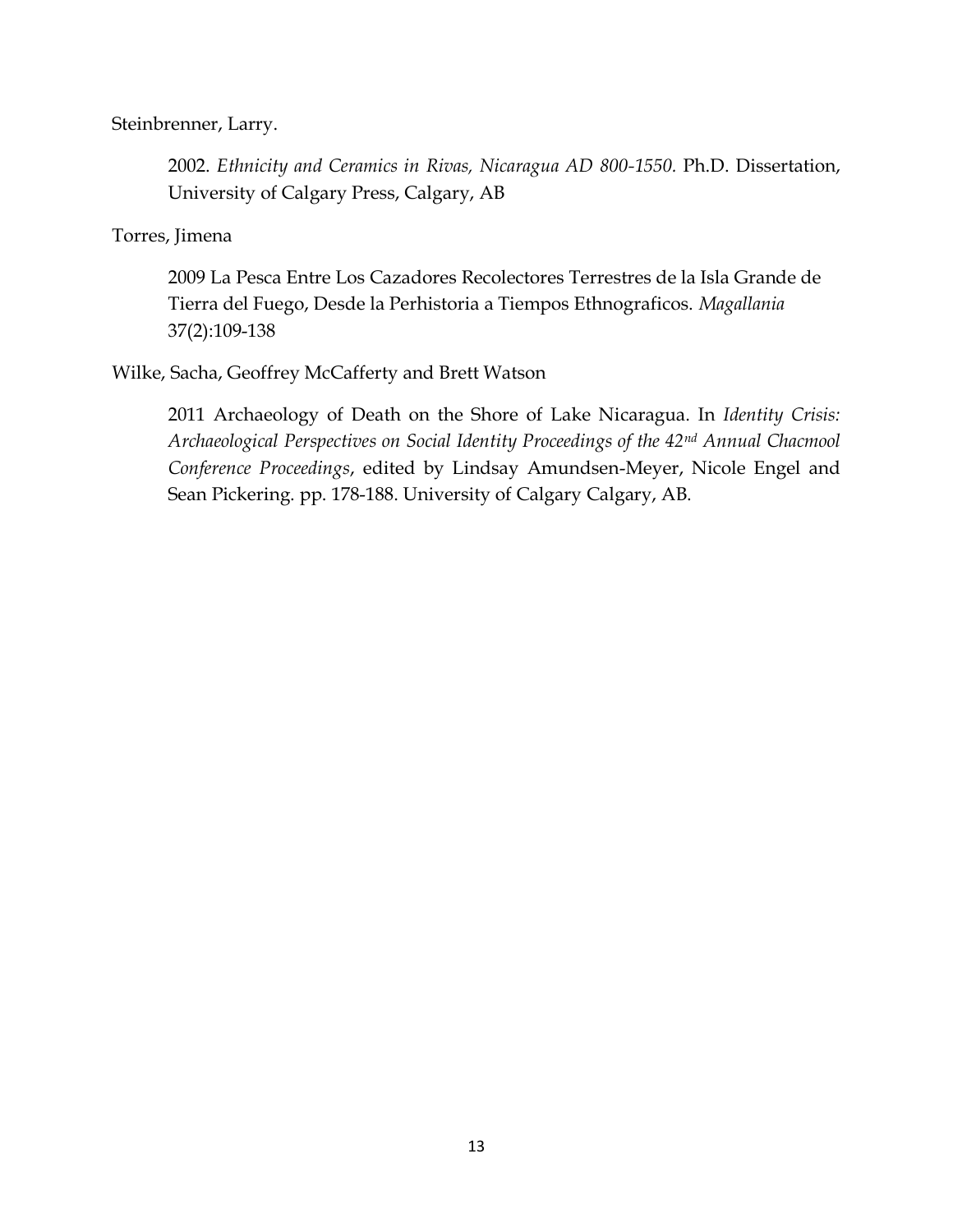Steinbrenner, Larry.

2002. *Ethnicity and Ceramics in Rivas, Nicaragua AD 800-1550.* Ph.D. Dissertation, University of Calgary Press, Calgary, AB

Torres, Jimena

2009 La Pesca Entre Los Cazadores Recolectores Terrestres de la Isla Grande de Tierra del Fuego, Desde la Perhistoria a Tiempos Ethnograficos. *Magallania* 37(2):109-138

Wilke, Sacha, Geoffrey McCafferty and Brett Watson

2011 Archaeology of Death on the Shore of Lake Nicaragua. In *Identity Crisis: Archaeological Perspectives on Social Identity Proceedings of the 42nd Annual Chacmool Conference Proceedings*, edited by Lindsay Amundsen-Meyer, Nicole Engel and Sean Pickering. pp. 178-188. University of Calgary Calgary, AB.